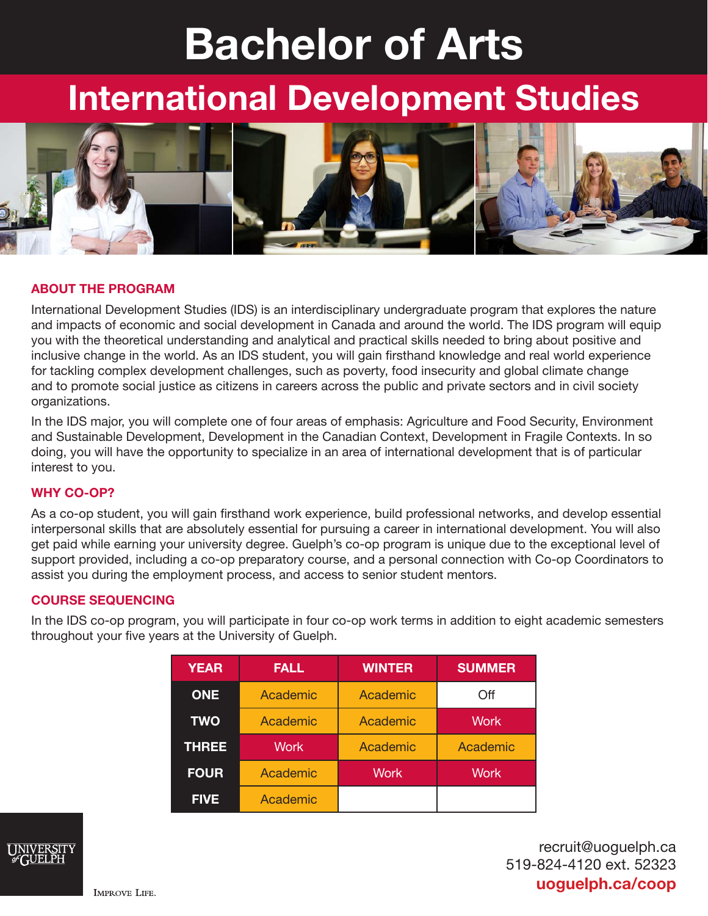# Bachelor of Arts

## International Development Studies

### ABOUT THE PROGRAM

International Development Studies (IDS) is an interdisciplinary undergraduate program that explores the nature and impacts of economic and social development in Canada and around the world. The IDS program will equip you with the theoretical understanding and analytical and practical skills needed to bring about positive and inclusive change in the world. As an IDS student, you will gain firsthand knowledge and real world experience for tackling complex development challenges, such as poverty, food insecurity and global climate change and to promote social justice as citizens in careers across the public and private sectors and in civil society organizations.

In the IDS major, you will complete one of four areas of emphasis: Agriculture and Food Security, Environment and Sustainable Development, Development in the Canadian Context, Development in Fragile Contexts. In so doing, you will have the opportunity to specialize in an area of international development that is of particular interest to you.

### WHY CO-OP?

As a co-op student, you will gain firsthand work experience, build professional networks, and develop essential interpersonal skills that are absolutely essential for pursuing a career in international development. You will also get paid while earning your university degree. Guelph's co-op program is unique due to the exceptional level of support provided, including a co-op preparatory course, and a personal connection with Co-op Coordinators to assist you during the employment process, and access to senior student mentors.

### COURSE SEQUENCING

In the IDS co-op program, you will participate in four co-op work terms in addition to eight academic semesters throughout your five years at the University of Guelph.

| YEAR | FALL | WINTER | SUMMER |
|---|---|---|---|
| ONE | Academic | Academic | Off |
| TWO | Academic | Academic | Work |
| THREE | Work | Academic | Academic |
| FOUR | Academic | Work | Work |
| FIVE | Academic | | |

University of Guelph
Improve Life.

recruit@uoguelph.ca
519-824-4120 ext. 52323
**uoguelph.ca/coop**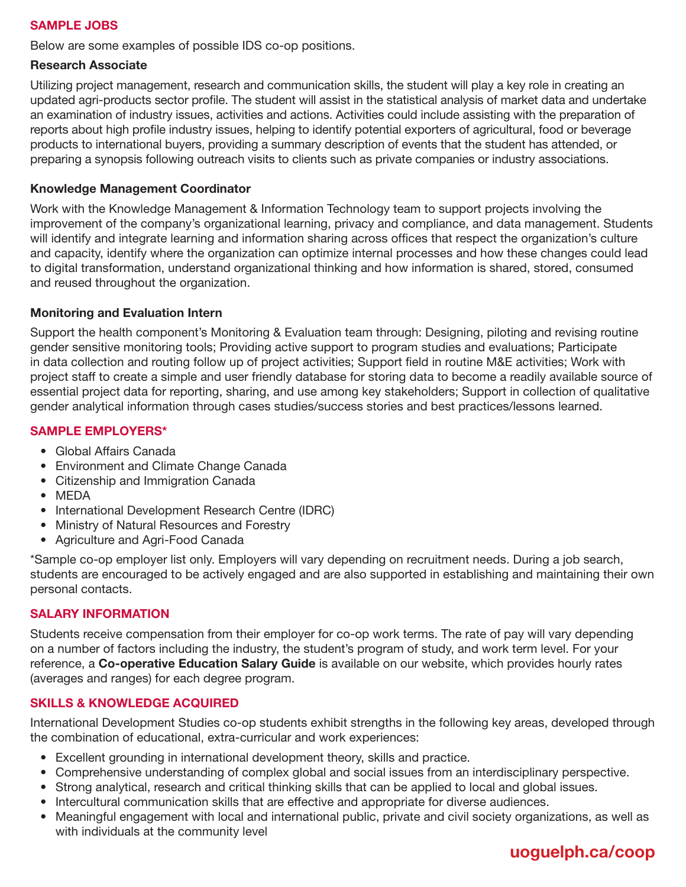## SAMPLE JOBS

Below are some examples of possible IDS co-op positions.

### Research Associate

Utilizing project management, research and communication skills, the student will play a key role in creating an updated agri-products sector profile. The student will assist in the statistical analysis of market data and undertake an examination of industry issues, activities and actions. Activities could include assisting with the preparation of reports about high profile industry issues, helping to identify potential exporters of agricultural, food or beverage products to international buyers, providing a summary description of events that the student has attended, or preparing a synopsis following outreach visits to clients such as private companies or industry associations.

### Knowledge Management Coordinator

Work with the Knowledge Management & Information Technology team to support projects involving the improvement of the company's organizational learning, privacy and compliance, and data management. Students will identify and integrate learning and information sharing across offices that respect the organization's culture and capacity, identify where the organization can optimize internal processes and how these changes could lead to digital transformation, understand organizational thinking and how information is shared, stored, consumed and reused throughout the organization.

### Monitoring and Evaluation Intern

Support the health component's Monitoring & Evaluation team through: Designing, piloting and revising routine gender sensitive monitoring tools; Providing active support to program studies and evaluations; Participate in data collection and routing follow up of project activities; Support field in routine M&E activities; Work with project staff to create a simple and user friendly database for storing data to become a readily available source of essential project data for reporting, sharing, and use among key stakeholders; Support in collection of qualitative gender analytical information through cases studies/success stories and best practices/lessons learned.

## SAMPLE EMPLOYERS*

- Global Affairs Canada
- Environment and Climate Change Canada
- Citizenship and Immigration Canada
- MEDA
- International Development Research Centre (IDRC)
- Ministry of Natural Resources and Forestry
- Agriculture and Agri-Food Canada

*Sample co-op employer list only. Employers will vary depending on recruitment needs. During a job search, students are encouraged to be actively engaged and are also supported in establishing and maintaining their own personal contacts.

## SALARY INFORMATION

Students receive compensation from their employer for co-op work terms. The rate of pay will vary depending on a number of factors including the industry, the student's program of study, and work term level. For your reference, a **Co-operative Education Salary Guide** is available on our website, which provides hourly rates (averages and ranges) for each degree program.

## SKILLS & KNOWLEDGE ACQUIRED

International Development Studies co-op students exhibit strengths in the following key areas, developed through the combination of educational, extra-curricular and work experiences:

- Excellent grounding in international development theory, skills and practice.
- Comprehensive understanding of complex global and social issues from an interdisciplinary perspective.
- Strong analytical, research and critical thinking skills that can be applied to local and global issues.
- Intercultural communication skills that are effective and appropriate for diverse audiences.
- Meaningful engagement with local and international public, private and civil society organizations, as well as with individuals at the community level

**uoguelph.ca/coop**